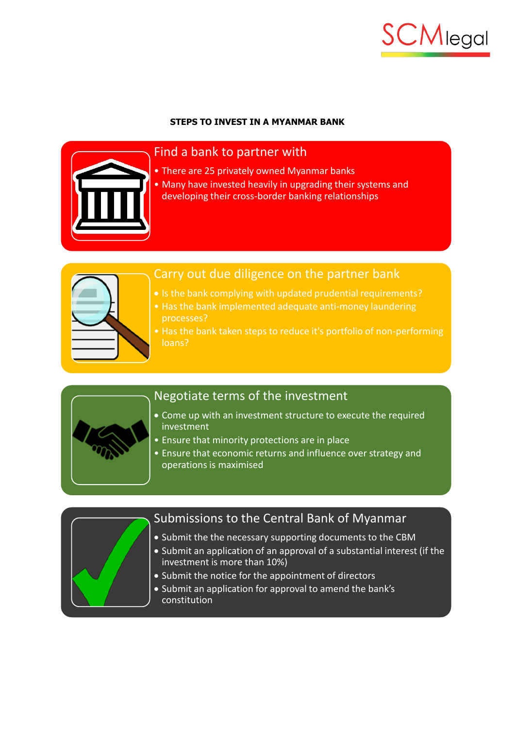# STEPS TO INVEST IN A MYANMAR BANK

## Find a bank to partner with

- There are 25 privately owned Myanmar banks
- Many have invested heavily in upgrading their systems and developing their cross-border banking relationships

## Carry out due diligence on the partner bank

- Is the bank complying with updated prudential requirements?
- Has the bank implemented adequate anti-money laundering processes?
- Has the bank taken steps to reduce it's portfolio of non-performing loans?

## Negotiate terms of the investment

- Come up with an investment structure to execute the required investment
- Ensure that minority protections are in place
- Ensure that economic returns and influence over strategy and operations is maximised

## Submissions to the Central Bank of Myanmar

- Submit the the necessary supporting documents to the CBM
- Submit an application of an approval of a substantial interest (if the investment is more than 10%)
- Submit the notice for the appointment of directors
- Submit an application for approval to amend the bank's constitution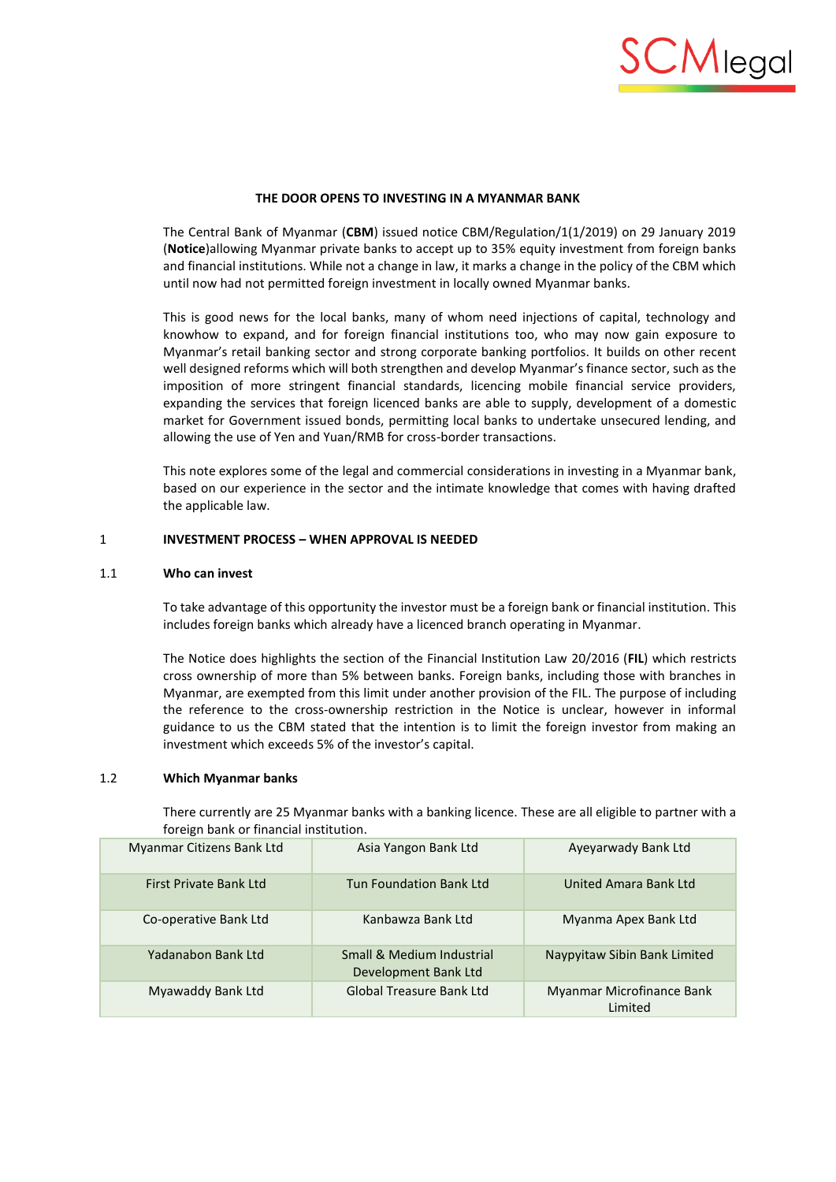**THE DOOR OPENS TO INVESTING IN A MYANMAR BANK**

The Central Bank of Myanmar (**CBM**) issued notice CBM/Regulation/1(1/2019) on 29 January 2019 (**Notice**)allowing Myanmar private banks to accept up to 35% equity investment from foreign banks and financial institutions. While not a change in law, it marks a change in the policy of the CBM which until now had not permitted foreign investment in locally owned Myanmar banks.

This is good news for the local banks, many of whom need injections of capital, technology and knowhow to expand, and for foreign financial institutions too, who may now gain exposure to Myanmar's retail banking sector and strong corporate banking portfolios. It builds on other recent well designed reforms which will both strengthen and develop Myanmar's finance sector, such as the imposition of more stringent financial standards, licencing mobile financial service providers, expanding the services that foreign licenced banks are able to supply, development of a domestic market for Government issued bonds, permitting local banks to undertake unsecured lending, and allowing the use of Yen and Yuan/RMB for cross-border transactions.

This note explores some of the legal and commercial considerations in investing in a Myanmar bank, based on our experience in the sector and the intimate knowledge that comes with having drafted the applicable law.

## 1 INVESTMENT PROCESS – WHEN APPROVAL IS NEEDED

### 1.1 Who can invest

To take advantage of this opportunity the investor must be a foreign bank or financial institution. This includes foreign banks which already have a licenced branch operating in Myanmar.

The Notice does highlights the section of the Financial Institution Law 20/2016 (**FIL**) which restricts cross ownership of more than 5% between banks. Foreign banks, including those with branches in Myanmar, are exempted from this limit under another provision of the FIL. The purpose of including the reference to the cross-ownership restriction in the Notice is unclear, however in informal guidance to us the CBM stated that the intention is to limit the foreign investor from making an investment which exceeds 5% of the investor's capital.

### 1.2 Which Myanmar banks

There currently are 25 Myanmar banks with a banking licence. These are all eligible to partner with a foreign bank or financial institution.

| | | |
|---|---|---|
| Myanmar Citizens Bank Ltd | Asia Yangon Bank Ltd | Ayeyarwady Bank Ltd |
| First Private Bank Ltd | Tun Foundation Bank Ltd | United Amara Bank Ltd |
| Co-operative Bank Ltd | Kanbawza Bank Ltd | Myanma Apex Bank Ltd |
| Yadanabon Bank Ltd | Small & Medium Industrial Development Bank Ltd | Naypyitaw Sibin Bank Limited |
| Myawaddy Bank Ltd | Global Treasure Bank Ltd | Myanmar Microfinance Bank Limited |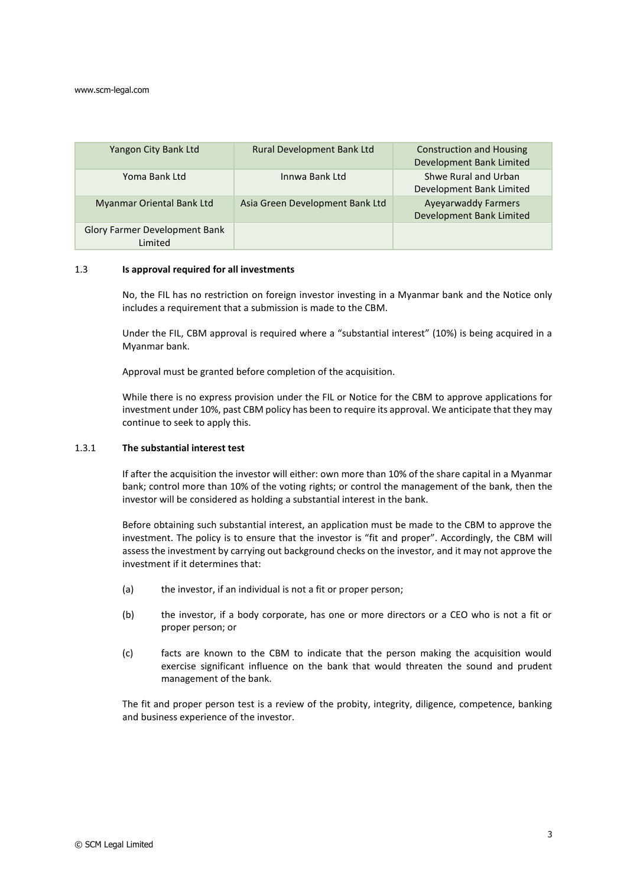| Yangon City Bank Ltd | Rural Development Bank Ltd | Construction and Housing Development Bank Limited |
|---|---|---|
| Yoma Bank Ltd | Innwa Bank Ltd | Shwe Rural and Urban Development Bank Limited |
| Myanmar Oriental Bank Ltd | Asia Green Development Bank Ltd | Ayeyarwaddy Farmers Development Bank Limited |
| Glory Farmer Development Bank Limited | | |

### 1.3 Is approval required for all investments

No, the FIL has no restriction on foreign investor investing in a Myanmar bank and the Notice only includes a requirement that a submission is made to the CBM.

Under the FIL, CBM approval is required where a "substantial interest" (10%) is being acquired in a Myanmar bank.

Approval must be granted before completion of the acquisition.

While there is no express provision under the FIL or Notice for the CBM to approve applications for investment under 10%, past CBM policy has been to require its approval. We anticipate that they may continue to seek to apply this.

#### 1.3.1 The substantial interest test

If after the acquisition the investor will either: own more than 10% of the share capital in a Myanmar bank; control more than 10% of the voting rights; or control the management of the bank, then the investor will be considered as holding a substantial interest in the bank.

Before obtaining such substantial interest, an application must be made to the CBM to approve the investment. The policy is to ensure that the investor is "fit and proper". Accordingly, the CBM will assess the investment by carrying out background checks on the investor, and it may not approve the investment if it determines that:

(a) the investor, if an individual is not a fit or proper person;

(b) the investor, if a body corporate, has one or more directors or a CEO who is not a fit or proper person; or

(c) facts are known to the CBM to indicate that the person making the acquisition would exercise significant influence on the bank that would threaten the sound and prudent management of the bank.

The fit and proper person test is a review of the probity, integrity, diligence, competence, banking and business experience of the investor.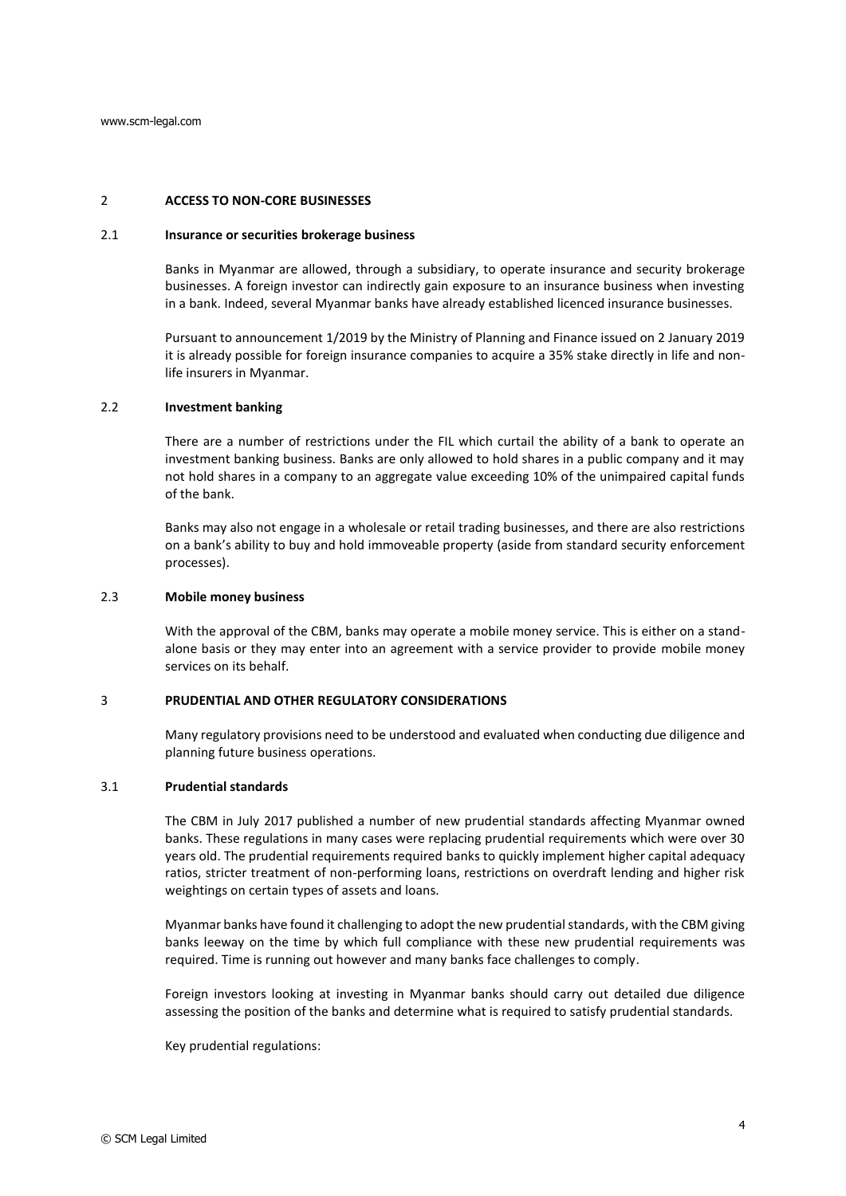## 2 ACCESS TO NON-CORE BUSINESSES

### 2.1 Insurance or securities brokerage business

Banks in Myanmar are allowed, through a subsidiary, to operate insurance and security brokerage businesses. A foreign investor can indirectly gain exposure to an insurance business when investing in a bank. Indeed, several Myanmar banks have already established licenced insurance businesses.

Pursuant to announcement 1/2019 by the Ministry of Planning and Finance issued on 2 January 2019 it is already possible for foreign insurance companies to acquire a 35% stake directly in life and non-life insurers in Myanmar.

### 2.2 Investment banking

There are a number of restrictions under the FIL which curtail the ability of a bank to operate an investment banking business. Banks are only allowed to hold shares in a public company and it may not hold shares in a company to an aggregate value exceeding 10% of the unimpaired capital funds of the bank.

Banks may also not engage in a wholesale or retail trading businesses, and there are also restrictions on a bank's ability to buy and hold immoveable property (aside from standard security enforcement processes).

### 2.3 Mobile money business

With the approval of the CBM, banks may operate a mobile money service. This is either on a stand-alone basis or they may enter into an agreement with a service provider to provide mobile money services on its behalf.

## 3 PRUDENTIAL AND OTHER REGULATORY CONSIDERATIONS

Many regulatory provisions need to be understood and evaluated when conducting due diligence and planning future business operations.

### 3.1 Prudential standards

The CBM in July 2017 published a number of new prudential standards affecting Myanmar owned banks. These regulations in many cases were replacing prudential requirements which were over 30 years old. The prudential requirements required banks to quickly implement higher capital adequacy ratios, stricter treatment of non-performing loans, restrictions on overdraft lending and higher risk weightings on certain types of assets and loans.

Myanmar banks have found it challenging to adopt the new prudential standards, with the CBM giving banks leeway on the time by which full compliance with these new prudential requirements was required. Time is running out however and many banks face challenges to comply.

Foreign investors looking at investing in Myanmar banks should carry out detailed due diligence assessing the position of the banks and determine what is required to satisfy prudential standards.

Key prudential regulations: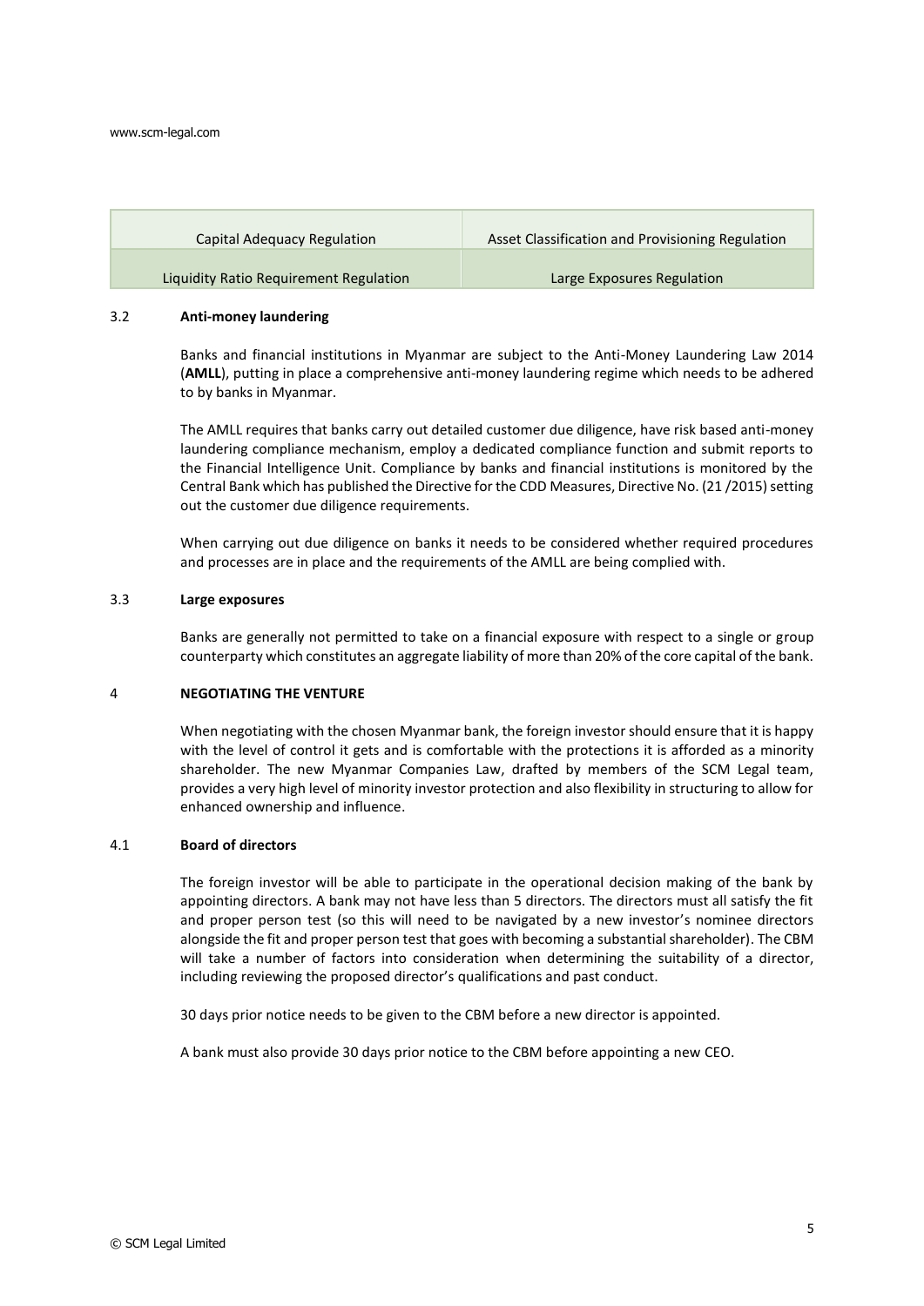| Capital Adequacy Regulation | Asset Classification and Provisioning Regulation |
| --- | --- |
| Liquidity Ratio Requirement Regulation | Large Exposures Regulation |

### 3.2 Anti-money laundering

Banks and financial institutions in Myanmar are subject to the Anti-Money Laundering Law 2014 (**AMLL**), putting in place a comprehensive anti-money laundering regime which needs to be adhered to by banks in Myanmar.

The AMLL requires that banks carry out detailed customer due diligence, have risk based anti-money laundering compliance mechanism, employ a dedicated compliance function and submit reports to the Financial Intelligence Unit. Compliance by banks and financial institutions is monitored by the Central Bank which has published the Directive for the CDD Measures, Directive No. (21 /2015) setting out the customer due diligence requirements.

When carrying out due diligence on banks it needs to be considered whether required procedures and processes are in place and the requirements of the AMLL are being complied with.

### 3.3 Large exposures

Banks are generally not permitted to take on a financial exposure with respect to a single or group counterparty which constitutes an aggregate liability of more than 20% of the core capital of the bank.

## 4 NEGOTIATING THE VENTURE

When negotiating with the chosen Myanmar bank, the foreign investor should ensure that it is happy with the level of control it gets and is comfortable with the protections it is afforded as a minority shareholder. The new Myanmar Companies Law, drafted by members of the SCM Legal team, provides a very high level of minority investor protection and also flexibility in structuring to allow for enhanced ownership and influence.

### 4.1 Board of directors

The foreign investor will be able to participate in the operational decision making of the bank by appointing directors. A bank may not have less than 5 directors. The directors must all satisfy the fit and proper person test (so this will need to be navigated by a new investor's nominee directors alongside the fit and proper person test that goes with becoming a substantial shareholder). The CBM will take a number of factors into consideration when determining the suitability of a director, including reviewing the proposed director's qualifications and past conduct.

30 days prior notice needs to be given to the CBM before a new director is appointed.

A bank must also provide 30 days prior notice to the CBM before appointing a new CEO.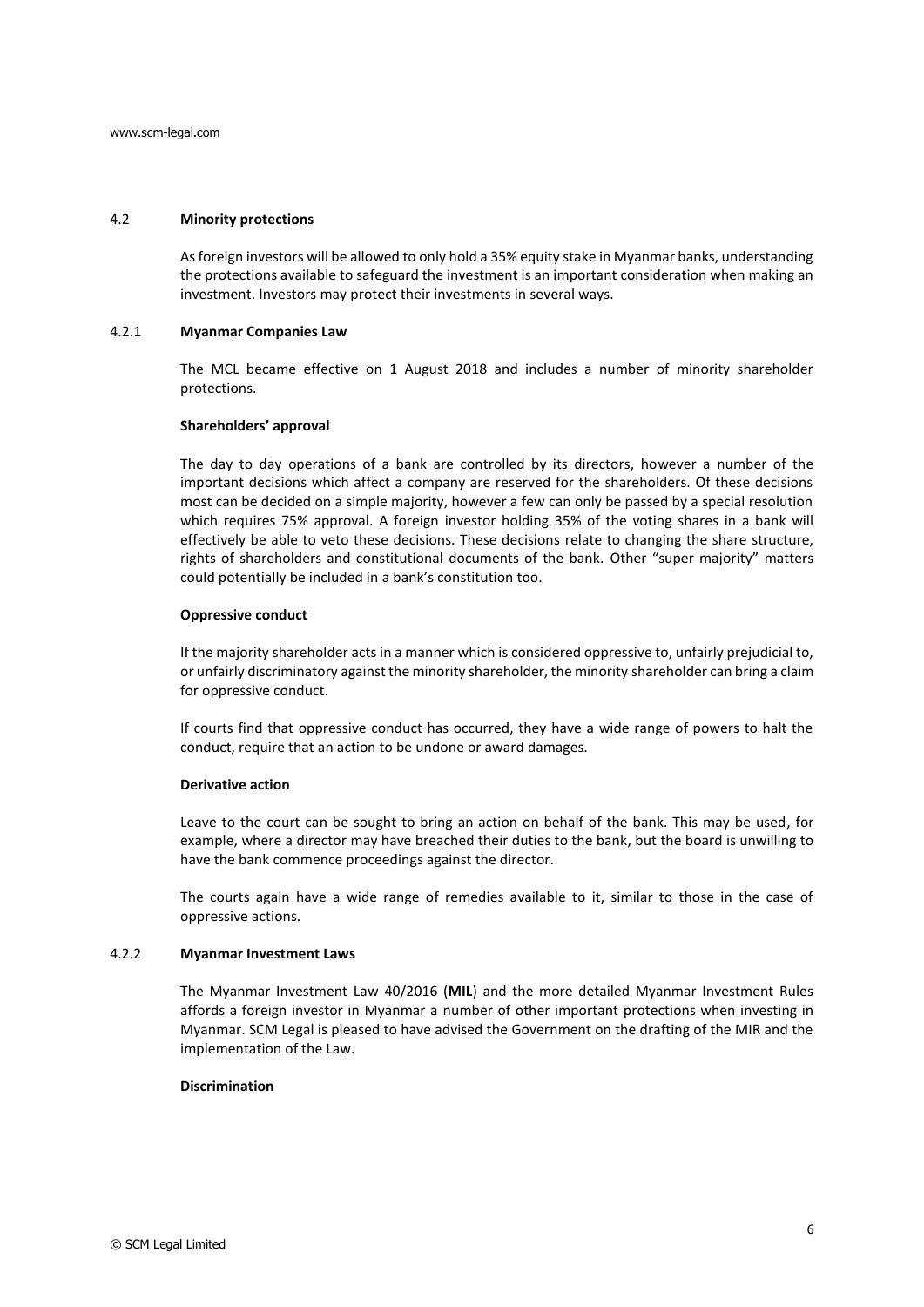## 4.2 Minority protections

As foreign investors will be allowed to only hold a 35% equity stake in Myanmar banks, understanding the protections available to safeguard the investment is an important consideration when making an investment. Investors may protect their investments in several ways.

### 4.2.1 Myanmar Companies Law

The MCL became effective on 1 August 2018 and includes a number of minority shareholder protections.

**Shareholders' approval**

The day to day operations of a bank are controlled by its directors, however a number of the important decisions which affect a company are reserved for the shareholders. Of these decisions most can be decided on a simple majority, however a few can only be passed by a special resolution which requires 75% approval. A foreign investor holding 35% of the voting shares in a bank will effectively be able to veto these decisions. These decisions relate to changing the share structure, rights of shareholders and constitutional documents of the bank. Other "super majority" matters could potentially be included in a bank's constitution too.

**Oppressive conduct**

If the majority shareholder acts in a manner which is considered oppressive to, unfairly prejudicial to, or unfairly discriminatory against the minority shareholder, the minority shareholder can bring a claim for oppressive conduct.

If courts find that oppressive conduct has occurred, they have a wide range of powers to halt the conduct, require that an action to be undone or award damages.

**Derivative action**

Leave to the court can be sought to bring an action on behalf of the bank. This may be used, for example, where a director may have breached their duties to the bank, but the board is unwilling to have the bank commence proceedings against the director.

The courts again have a wide range of remedies available to it, similar to those in the case of oppressive actions.

### 4.2.2 Myanmar Investment Laws

The Myanmar Investment Law 40/2016 (**MIL**) and the more detailed Myanmar Investment Rules affords a foreign investor in Myanmar a number of other important protections when investing in Myanmar. SCM Legal is pleased to have advised the Government on the drafting of the MIR and the implementation of the Law.

**Discrimination**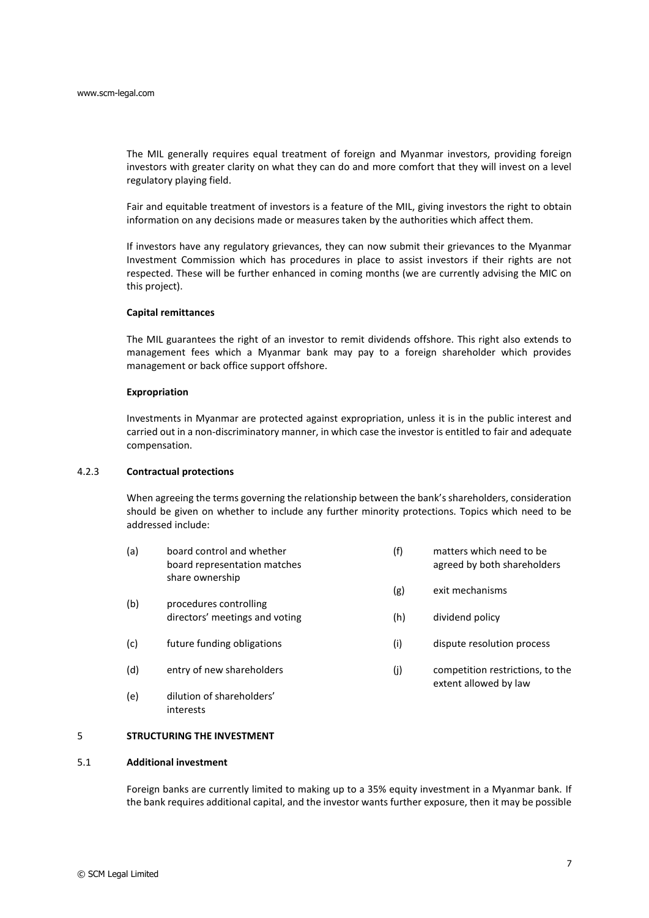The MIL generally requires equal treatment of foreign and Myanmar investors, providing foreign investors with greater clarity on what they can do and more comfort that they will invest on a level regulatory playing field.

Fair and equitable treatment of investors is a feature of the MIL, giving investors the right to obtain information on any decisions made or measures taken by the authorities which affect them.

If investors have any regulatory grievances, they can now submit their grievances to the Myanmar Investment Commission which has procedures in place to assist investors if their rights are not respected. These will be further enhanced in coming months (we are currently advising the MIC on this project).

**Capital remittances**

The MIL guarantees the right of an investor to remit dividends offshore. This right also extends to management fees which a Myanmar bank may pay to a foreign shareholder which provides management or back office support offshore.

**Expropriation**

Investments in Myanmar are protected against expropriation, unless it is in the public interest and carried out in a non-discriminatory manner, in which case the investor is entitled to fair and adequate compensation.

### 4.2.3 Contractual protections

When agreeing the terms governing the relationship between the bank's shareholders, consideration should be given on whether to include any further minority protections. Topics which need to be addressed include:

(a) board control and whether board representation matches share ownership

(b) procedures controlling directors' meetings and voting

(c) future funding obligations

(d) entry of new shareholders

(e) dilution of shareholders' interests

(f) matters which need to be agreed by both shareholders

(g) exit mechanisms

(h) dividend policy

(i) dispute resolution process

(j) competition restrictions, to the extent allowed by law

## 5 STRUCTURING THE INVESTMENT

### 5.1 Additional investment

Foreign banks are currently limited to making up to a 35% equity investment in a Myanmar bank. If the bank requires additional capital, and the investor wants further exposure, then it may be possible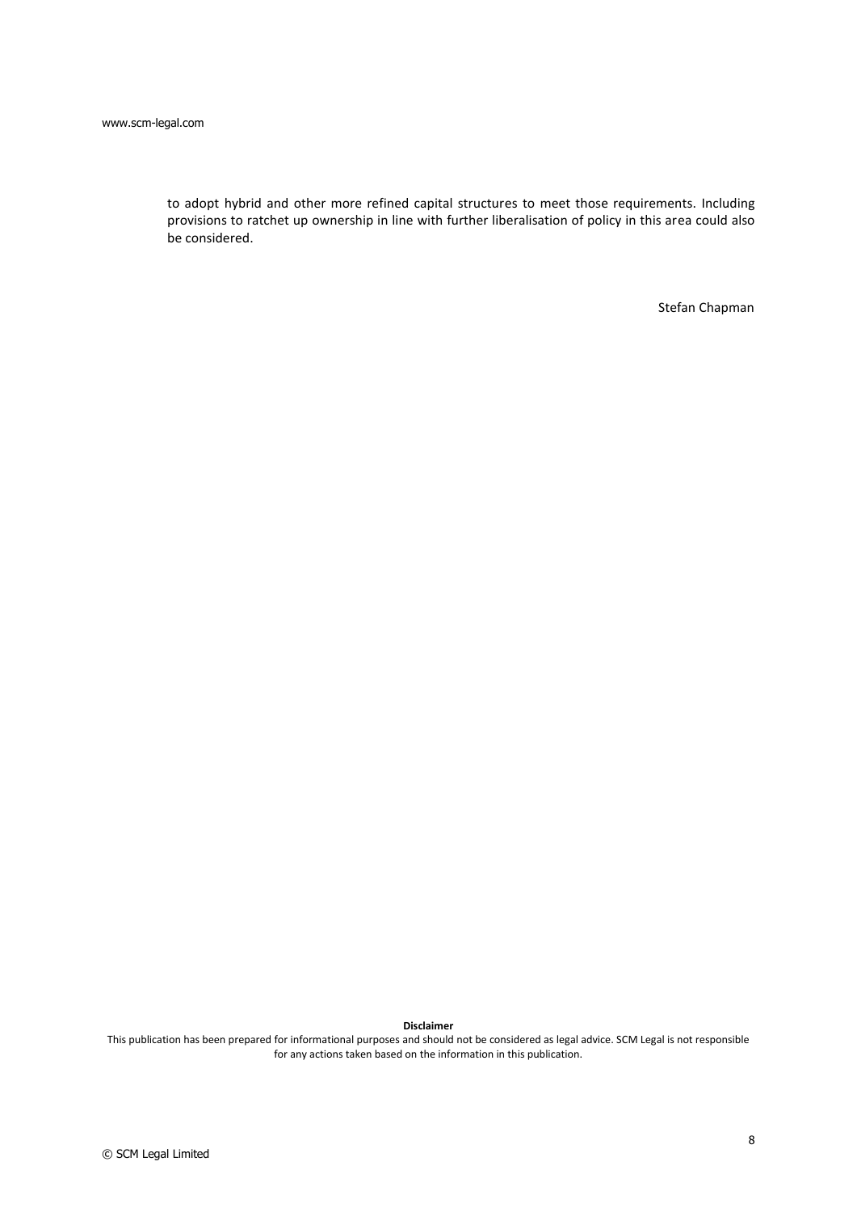to adopt hybrid and other more refined capital structures to meet those requirements. Including provisions to ratchet up ownership in line with further liberalisation of policy in this area could also be considered.

Stefan Chapman

**Disclaimer**

This publication has been prepared for informational purposes and should not be considered as legal advice. SCM Legal is not responsible for any actions taken based on the information in this publication.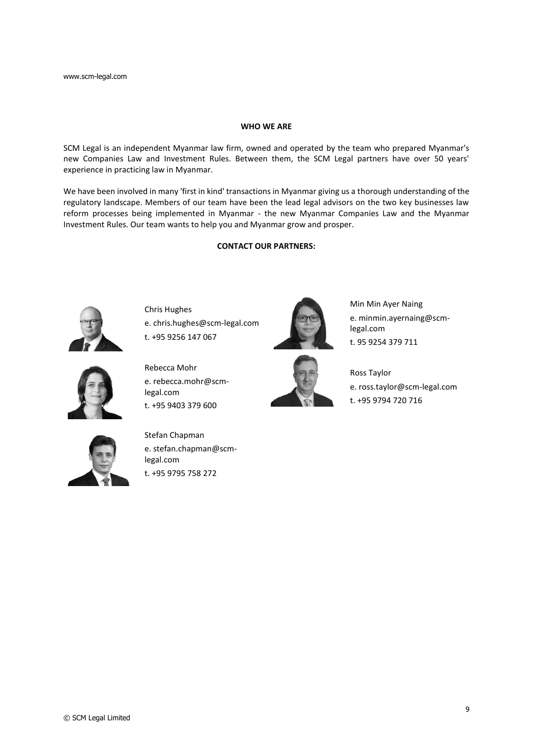www.scm-legal.com

## WHO WE ARE

SCM Legal is an independent Myanmar law firm, owned and operated by the team who prepared Myanmar's new Companies Law and Investment Rules. Between them, the SCM Legal partners have over 50 years' experience in practicing law in Myanmar.

We have been involved in many 'first in kind' transactions in Myanmar giving us a thorough understanding of the regulatory landscape. Members of our team have been the lead legal advisors on the two key businesses law reform processes being implemented in Myanmar - the new Myanmar Companies Law and the Myanmar Investment Rules. Our team wants to help you and Myanmar grow and prosper.

## CONTACT OUR PARTNERS:

Chris Hughes
e. chris.hughes@scm-legal.com
t. +95 9256 147 067

Rebecca Mohr
e. rebecca.mohr@scm-legal.com
t. +95 9403 379 600

Stefan Chapman
e. stefan.chapman@scm-legal.com
t. +95 9795 758 272

Min Min Ayer Naing
e. minmin.ayernaing@scm-legal.com
t. 95 9254 379 711

Ross Taylor
e. ross.taylor@scm-legal.com
t. +95 9794 720 716

© SCM Legal Limited